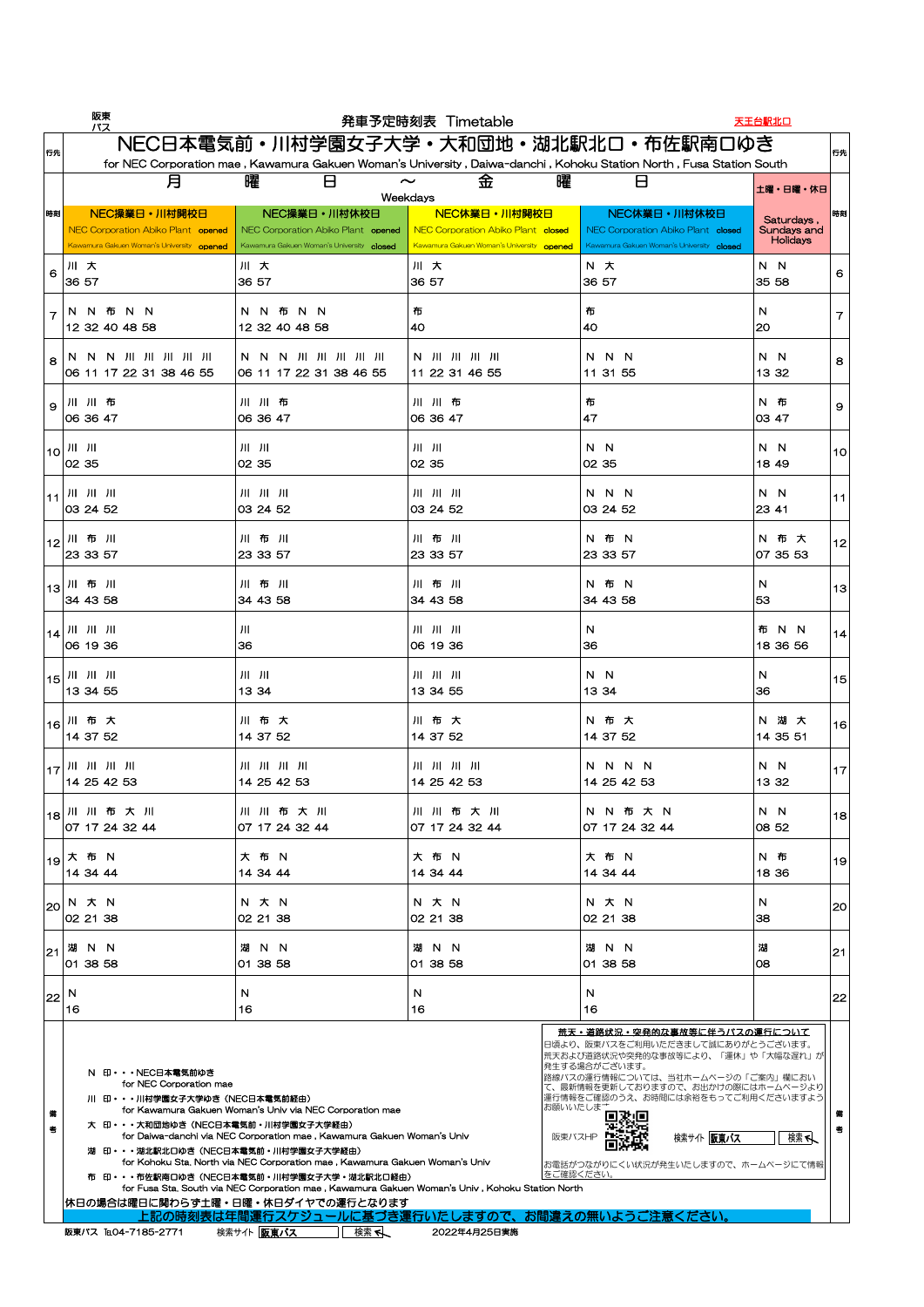阪東バス

# 発車予定時刻表 Timetable

天王台駅北口

## NEC日本電気前・川村学園女子大学・大和団地・湖北駅北口・布佐駅南口ゆき

for NEC Corporation mae , Kawamura Gakuen Woman's University , Daiwa-danchi , Kohoku Station North , Fusa Station South

| 時刻 | 月 曜 日 〜 金 曜 日 Weekdays<br>NEC操業日・川村開校日<br>NEC Corporation Abiko Plant opened<br>Kawamura Gakuen Woman's University opened | NEC操業日・川村休校日<br>NEC Corporation Abiko Plant opened<br>Kawamura Gakuen Woman's University closed | NEC休業日・川村開校日<br>NEC Corporation Abiko Plant closed<br>Kawamura Gakuen Woman's University opened | NEC休業日・川村休校日<br>NEC Corporation Abiko Plant closed<br>Kawamura Gakuen Woman's University closed | 土曜・日曜・休日<br>Saturdays , Sundays and Holidays | 時刻 |
|---|---|---|---|---|---|---|
| 6 | 川 大<br>36 57 | 川 大<br>36 57 | 川 大<br>36 57 | N 大<br>36 57 | N N<br>35 58 | 6 |
| 7 | N N 布 N N<br>12 32 40 48 58 | N N 布 N N<br>12 32 40 48 58 | 布<br>40 | 布<br>40 | N<br>20 | 7 |
| 8 | N N N 川 川 川 川 川<br>06 11 17 22 31 38 46 55 | N N N 川 川 川 川 川<br>06 11 17 22 31 38 46 55 | N 川 川 川 川<br>11 22 31 46 55 | N N N<br>11 31 55 | N N<br>13 32 | 8 |
| 9 | 川 川 布<br>06 36 47 | 川 川 布<br>06 36 47 | 川 川 布<br>06 36 47 | 布<br>47 | N 布<br>03 47 | 9 |
| 10 | 川 川<br>02 35 | 川 川<br>02 35 | 川 川<br>02 35 | N N<br>02 35 | N N<br>18 49 | 10 |
| 11 | 川 川 川<br>03 24 52 | 川 川 川<br>03 24 52 | 川 川 川<br>03 24 52 | N N N<br>03 24 52 | N N<br>23 41 | 11 |
| 12 | 川 布 川<br>23 33 57 | 川 布 川<br>23 33 57 | 川 布 川<br>23 33 57 | N 布 N<br>23 33 57 | N 布 大<br>07 35 53 | 12 |
| 13 | 川 布 川<br>34 43 58 | 川 布 川<br>34 43 58 | 川 布 川<br>34 43 58 | N 布 N<br>34 43 58 | N<br>53 | 13 |
| 14 | 川 川 川<br>06 19 36 | 川<br>36 | 川 川 川<br>06 19 36 | N<br>36 | 布 N N<br>18 36 56 | 14 |
| 15 | 川 川 川<br>13 34 55 | 川 川<br>13 34 | 川 川 川<br>13 34 55 | N N<br>13 34 | N<br>36 | 15 |
| 16 | 川 布 大<br>14 37 52 | 川 布 大<br>14 37 52 | 川 布 大<br>14 37 52 | N 布 大<br>14 37 52 | N 湖 大<br>14 35 51 | 16 |
| 17 | 川 川 川 川<br>14 25 42 53 | 川 川 川 川<br>14 25 42 53 | 川 川 川 川<br>14 25 42 53 | N N N N<br>14 25 42 53 | N N<br>13 32 | 17 |
| 18 | 川 川 布 大 川<br>07 17 24 32 44 | 川 川 布 大 川<br>07 17 24 32 44 | 川 川 布 大 川<br>07 17 24 32 44 | N N 布 大 N<br>07 17 24 32 44 | N N<br>08 52 | 18 |
| 19 | 大 布 N<br>14 34 44 | 大 布 N<br>14 34 44 | 大 布 N<br>14 34 44 | 大 布 N<br>14 34 44 | N 布<br>18 36 | 19 |
| 20 | N 大 N<br>02 21 38 | N 大 N<br>02 21 38 | N 大 N<br>02 21 38 | N 大 N<br>02 21 38 | N<br>38 | 20 |
| 21 | 湖 N N<br>01 38 58 | 湖 N N<br>01 38 58 | 湖 N N<br>01 38 58 | 湖 N N<br>01 38 58 | 湖<br>08 | 21 |
| 22 | N<br>16 | N<br>16 | N<br>16 | N<br>16 | | 22 |

**備考**

- N 印・・・NEC日本電気前ゆき
  for NEC Corporation mae
- 川 印・・・川村学園女子大学ゆき（NEC日本電気前経由）
  for Kawamura Gakuen Woman's Univ via NEC Corporation mae
- 大 印・・・大和団地ゆき（NEC日本電気前・川村学園女子大学経由）
  for Daiwa-danchi via NEC Corporation mae , Kawamura Gakuen Woman's Univ
- 湖 印・・・湖北駅北口ゆき（NEC日本電気前・川村学園女子大学経由）
  for Kohoku Sta. North via NEC Corporation mae , Kawamura Gakuen Woman's Univ
- 布 印・・・布佐駅南口ゆき（NEC日本電気前・川村学園女子大学・湖北駅北口経由）
  for Fusa Sta. South via NEC Corporation mae , Kawamura Gakuen Woman's Univ , Kohoku Station North

**荒天・道路状況・突発的な事故等に伴うバスの運行について**

日頃より、阪東バスをご利用いただきまして誠にありがとうございます。
荒天および道路状況や突発的な事故等により、「運休」や「大幅な遅れ」が発生する場合がございます。
路線バスの運行情報については、当社ホームページの「ご案内」欄において、最新情報を更新しておりますので、お出かけの際にはホームページより運行情報をご確認のうえ、お時間には余裕をもってご利用くださいますようお願いいたします。

阪東バスHP　検索サイト 阪東バス 検索

お電話がつながりにくい状況が発生いたしますので、ホームページにて情報をご確認ください。

休日の場合は曜日に関わらず土曜・日曜・休日ダイヤでの運行となります

**上記の時刻表は年間運行スケジュールに基づき運行いたしますので、お間違えの無いようご注意ください。**

阪東バス TEL04-7185-2771　検索サイト 阪東バス 検索　2022年4月25日実施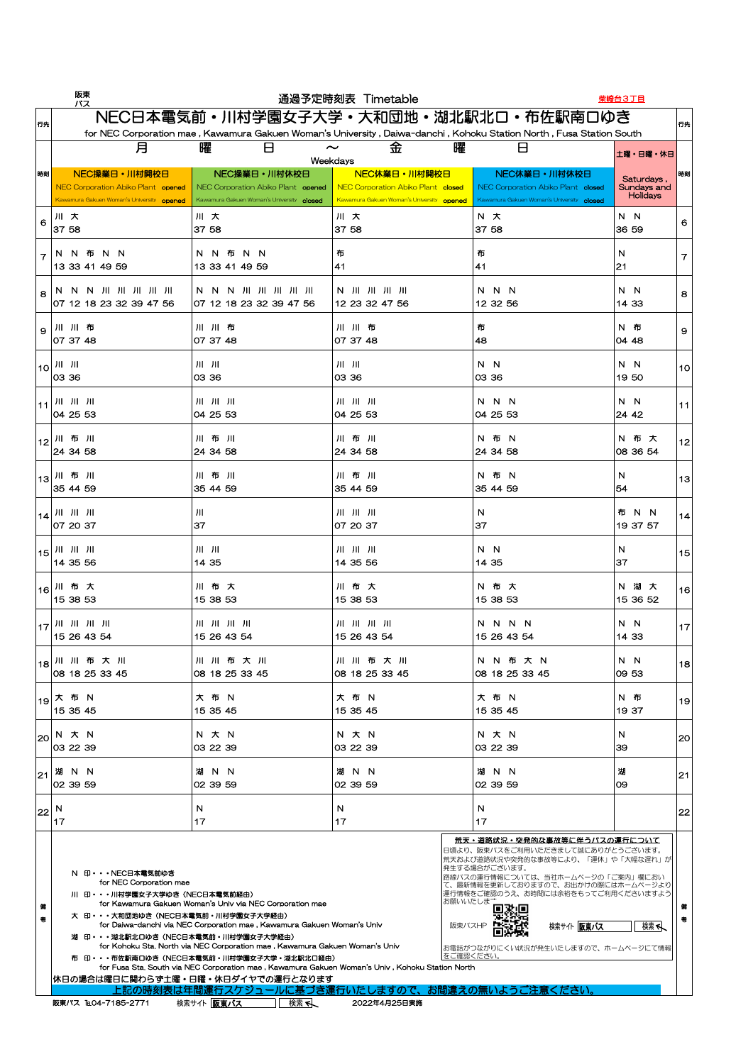阪東バス

通過予定時刻表 Timetable

柴崎台3丁目

# NEC日本電気前・川村学園女子大学・大和団地・湖北駅北口・布佐駅南口ゆき

for NEC Corporation mae , Kawamura Gakuen Woman's University , Daiwa-danchi , Kohoku Station North , Fusa Station South

| 時刻 | 月 曜 日 ～ 金 曜 日 Weekdays NEC操業日・川村開校日 NEC Corporation Abiko Plant opened Kawamura Gakuen Woman's University opened | NEC操業日・川村休校日 NEC Corporation Abiko Plant opened Kawamura Gakuen Woman's University closed | NEC休業日・川村開校日 NEC Corporation Abiko Plant closed Kawamura Gakuen Woman's University opened | NEC休業日・川村休校日 NEC Corporation Abiko Plant closed Kawamura Gakuen Woman's University closed | 土曜・日曜・休日 Saturdays , Sundays and Holidays | 時刻 |
|---|---|---|---|---|---|---|
| 6 | 川 大<br>37 58 | 川 大<br>37 58 | 川 大<br>37 58 | N 大<br>37 58 | N N<br>36 59 | 6 |
| 7 | N N 布 N N<br>13 33 41 49 59 | N N 布 N N<br>13 33 41 49 59 | 布<br>41 | 布<br>41 | N<br>21 | 7 |
| 8 | N N N 川 川 川 川 川<br>07 12 18 23 32 39 47 56 | N N N 川 川 川 川 川<br>07 12 18 23 32 39 47 56 | N 川 川 川 川<br>12 23 32 47 56 | N N N<br>12 32 56 | N N<br>14 33 | 8 |
| 9 | 川 川 布<br>07 37 48 | 川 川 布<br>07 37 48 | 川 川 布<br>07 37 48 | 布<br>48 | N 布<br>04 48 | 9 |
| 10 | 川 川<br>03 36 | 川 川<br>03 36 | 川 川<br>03 36 | N N<br>03 36 | N N<br>19 50 | 10 |
| 11 | 川 川 川<br>04 25 53 | 川 川 川<br>04 25 53 | 川 川 川<br>04 25 53 | N N N<br>04 25 53 | N N<br>24 42 | 11 |
| 12 | 川 布 川<br>24 34 58 | 川 布 川<br>24 34 58 | 川 布 川<br>24 34 58 | N 布 N<br>24 34 58 | N 布 大<br>08 36 54 | 12 |
| 13 | 川 布 川<br>35 44 59 | 川 布 川<br>35 44 59 | 川 布 川<br>35 44 59 | N 布 N<br>35 44 59 | N<br>54 | 13 |
| 14 | 川 川 川<br>07 20 37 | 川<br>37 | 川 川 川<br>07 20 37 | N<br>37 | 布 N N<br>19 37 57 | 14 |
| 15 | 川 川 川<br>14 35 56 | 川 川<br>14 35 | 川 川 川<br>14 35 56 | N N<br>14 35 | N<br>37 | 15 |
| 16 | 川 布 大<br>15 38 53 | 川 布 大<br>15 38 53 | 川 布 大<br>15 38 53 | N 布 大<br>15 38 53 | N 湖 大<br>15 36 52 | 16 |
| 17 | 川 川 川 川<br>15 26 43 54 | 川 川 川 川<br>15 26 43 54 | 川 川 川 川<br>15 26 43 54 | N N N N<br>15 26 43 54 | N N<br>14 33 | 17 |
| 18 | 川 川 布 大 川<br>08 18 25 33 45 | 川 川 布 大 川<br>08 18 25 33 45 | 川 川 布 大 川<br>08 18 25 33 45 | N N 布 大 N<br>08 18 25 33 45 | N N<br>09 53 | 18 |
| 19 | 大 布 N<br>15 35 45 | 大 布 N<br>15 35 45 | 大 布 N<br>15 35 45 | 大 布 N<br>15 35 45 | N 布<br>19 37 | 19 |
| 20 | N 大 N<br>03 22 39 | N 大 N<br>03 22 39 | N 大 N<br>03 22 39 | N 大 N<br>03 22 39 | N<br>39 | 20 |
| 21 | 湖 N N<br>02 39 59 | 湖 N N<br>02 39 59 | 湖 N N<br>02 39 59 | 湖 N N<br>02 39 59 | 湖<br>09 | 21 |
| 22 | N<br>17 | N<br>17 | N<br>17 | N<br>17 | | 22 |

備考

N 印・・・NEC日本電気前ゆき
for NEC Corporation mae

川 印・・・川村学園女子大学ゆき（NEC日本電気前経由）
for Kawamura Gakuen Woman's Univ via NEC Corporation mae

大 印・・・大和団地ゆき（NEC日本電気前・川村学園女子大学経由）
for Daiwa-danchi via NEC Corporation mae , Kawamura Gakuen Woman's Univ

湖 印・・・湖北駅北口ゆき（NEC日本電気前・川村学園女子大学経由）
for Kohoku Sta. North via NEC Corporation mae , Kawamura Gakuen Woman's Univ

布 印・・・布佐駅南口ゆき（NEC日本電気前・川村学園女子大学・湖北駅北口経由）
for Fusa Sta. South via NEC Corporation mae , Kawamura Gakuen Woman's Univ , Kohoku Station North

**荒天・道路状況・突発的な事故等に伴うバスの運行について**

日頃より、阪東バスをご利用いただきまして誠にありがとうございます。
荒天および道路状況や突発的な事故等により、「運休」や「大幅な遅れ」が発生する場合がございます。
路線バスの運行情報については、当社ホームページの「ご案内」欄におい て、最新情報を更新しておりますので、お出かけの際にはホームページより運行情報をご確認のうえ、お時間には余裕をもってご利用くださいますようお願いいたします。

阪東バスHP 検索サイト 阪東バス 検索

お電話がつながりにくい状況が発生いたしますので、ホームページにて情報をご確認ください。

休日の場合は曜日に関わらず土曜・日曜・休日ダイヤでの運行となります

上記の時刻表は年間運行スケジュールに基づき運行いたしますので、お間違えの無いようご注意ください。

阪東バス TEL04-7185-2771 検索サイト 阪東バス 検索 2022年4月25日実施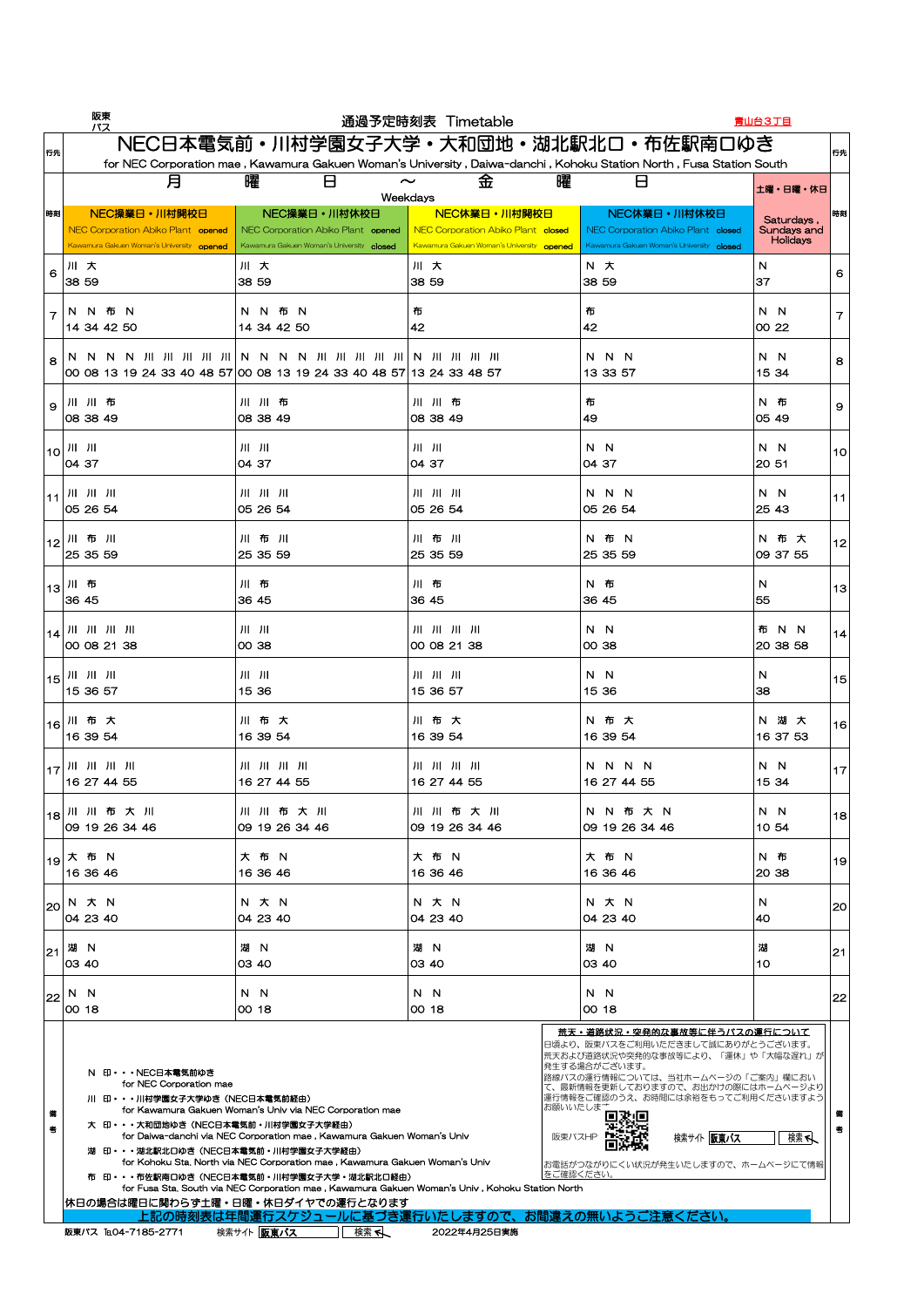阪東バス

# 通過予定時刻表 Timetable

青山台3丁目

## NEC日本電気前・川村学園女子大学・大和団地・湖北駅北口・布佐駅南口ゆき

for NEC Corporation mae , Kawamura Gakuen Woman's University , Daiwa-danchi , Kohoku Station North , Fusa Station South

| 時刻 | 月曜日 ～ 金曜日 Weekdays<br>NEC操業日・川村開校日<br>NEC Corporation Abiko Plant opened<br>Kawamura Gakuen Woman's University opened | NEC操業日・川村休校日<br>NEC Corporation Abiko Plant opened<br>Kawamura Gakuen Woman's University closed | NEC休業日・川村開校日<br>NEC Corporation Abiko Plant closed<br>Kawamura Gakuen Woman's University opened | NEC休業日・川村休校日<br>NEC Corporation Abiko Plant closed<br>Kawamura Gakuen Woman's University closed | 土曜・日曜・休日<br>Saturdays , Sundays and Holidays | 時刻 |
|---|---|---|---|---|---|---|
| 6 | 川 大<br>38 59 | 川 大<br>38 59 | 川 大<br>38 59 | N 大<br>38 59 | N<br>37 | 6 |
| 7 | N N 布 N<br>14 34 42 50 | N N 布 N<br>14 34 42 50 | 布<br>42 | 布<br>42 | N N<br>00 22 | 7 |
| 8 | N N N N 川 川 川 川 川<br>00 08 13 19 24 33 40 48 57 | N N N N 川 川 川 川 川<br>00 08 13 19 24 33 40 48 57 | N 川 川 川 川<br>13 24 33 48 57 | N N N<br>13 33 57 | N N<br>15 34 | 8 |
| 9 | 川 川 布<br>08 38 49 | 川 川 布<br>08 38 49 | 川 川 布<br>08 38 49 | 布<br>49 | N 布<br>05 49 | 9 |
| 10 | 川 川<br>04 37 | 川 川<br>04 37 | 川 川<br>04 37 | N N<br>04 37 | N N<br>20 51 | 10 |
| 11 | 川 川 川<br>05 26 54 | 川 川 川<br>05 26 54 | 川 川 川<br>05 26 54 | N N N<br>05 26 54 | N N<br>25 43 | 11 |
| 12 | 川 布 川<br>25 35 59 | 川 布 川<br>25 35 59 | 川 布 川<br>25 35 59 | N 布 N<br>25 35 59 | N 布 大<br>09 37 55 | 12 |
| 13 | 川 布<br>36 45 | 川 布<br>36 45 | 川 布<br>36 45 | N 布<br>36 45 | N<br>55 | 13 |
| 14 | 川 川 川 川<br>00 08 21 38 | 川 川<br>00 38 | 川 川 川 川<br>00 08 21 38 | N N<br>00 38 | 布 N N<br>20 38 58 | 14 |
| 15 | 川 川 川<br>15 36 57 | 川 川<br>15 36 | 川 川 川<br>15 36 57 | N N<br>15 36 | N<br>38 | 15 |
| 16 | 川 布 大<br>16 39 54 | 川 布 大<br>16 39 54 | 川 布 大<br>16 39 54 | N 布 大<br>16 39 54 | N 湖 大<br>16 37 53 | 16 |
| 17 | 川 川 川 川<br>16 27 44 55 | 川 川 川 川<br>16 27 44 55 | 川 川 川 川<br>16 27 44 55 | N N N N<br>16 27 44 55 | N N<br>15 34 | 17 |
| 18 | 川 川 布 大 川<br>09 19 26 34 46 | 川 川 布 大 川<br>09 19 26 34 46 | 川 川 布 大 川<br>09 19 26 34 46 | N N 布 大 N<br>09 19 26 34 46 | N N<br>10 54 | 18 |
| 19 | 大 布 N<br>16 36 46 | 大 布 N<br>16 36 46 | 大 布 N<br>16 36 46 | 大 布 N<br>16 36 46 | N 布<br>20 38 | 19 |
| 20 | N 大 N<br>04 23 40 | N 大 N<br>04 23 40 | N 大 N<br>04 23 40 | N 大 N<br>04 23 40 | N<br>40 | 20 |
| 21 | 湖 N<br>03 40 | 湖 N<br>03 40 | 湖 N<br>03 40 | 湖 N<br>03 40 | 湖<br>10 | 21 |
| 22 | N N<br>00 18 | N N<br>00 18 | N N<br>00 18 | N N<br>00 18 | | 22 |

### 備考

- N 印・・・NEC日本電気前ゆき
  for NEC Corporation mae
- 川 印・・・川村学園女子大学ゆき（NEC日本電気前経由）
  for Kawamura Gakuen Woman's Univ via NEC Corporation mae
- 大 印・・・大和団地ゆき（NEC日本電気前・川村学園女子大学経由）
  for Daiwa-danchi via NEC Corporation mae , Kawamura Gakuen Woman's Univ
- 湖 印・・・湖北駅北口ゆき（NEC日本電気前・川村学園女子大学経由）
  for Kohoku Sta. North via NEC Corporation mae , Kawamura Gakuen Woman's Univ
- 布 印・・・布佐駅南口ゆき（NEC日本電気前・川村学園女子大学・湖北駅北口経由）
  for Fusa Sta. South via NEC Corporation mae , Kawamura Gakuen Woman's Univ , Kohoku Station North

**荒天・道路状況・突発的な事故等に伴うバスの運行について**

日頃より、阪東バスをご利用いただきまして誠にありがとうございます。
荒天および道路状況や突発的な事故等により、「運休」や「大幅な遅れ」が発生する場合がございます。
路線バスの運行情報については、当社ホームページの「ご案内」欄において、最新情報を更新しておりますので、お出かけの際にはホームページより運行情報をご確認のうえ、お時間には余裕をもってご利用くださいますようお願いいたします。

阪東バスHP　検索サイト 阪東バス 検索

お電話がつながりにくい状況が発生いたしますので、ホームページにて情報をご確認ください。

休日の場合は曜日に関わらず土曜・日曜・休日ダイヤでの運行となります

**上記の時刻表は年間運行スケジュールに基づき運行いたしますので、お間違えの無いようご注意ください。**

阪東バス TEL04-7185-2771　検索サイト 阪東バス 検索　2022年4月25日実施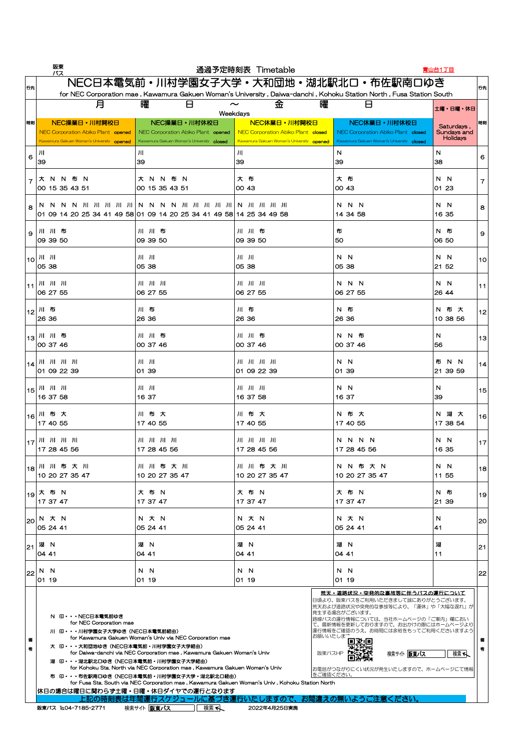阪東バス

# 通過予定時刻表 Timetable

青山台1丁目

## NEC日本電気前・川村学園女子大学・大和団地・湖北駅北口・布佐駅南口ゆき

for NEC Corporation mae , Kawamura Gakuen Woman's University , Daiwa-danchi , Kohoku Station North , Fusa Station South

| 時刻 | 月曜日 〜 金曜日 Weekdays: NEC操業日・川村開校日 NEC Corporation Abiko Plant opened / Kawamura Gakuen Woman's University opened | NEC操業日・川村休校日 NEC Corporation Abiko Plant opened / Kawamura Gakuen Woman's University closed | NEC休業日・川村開校日 NEC Corporation Abiko Plant closed / Kawamura Gakuen Woman's University opened | NEC休業日・川村休校日 NEC Corporation Abiko Plant closed / Kawamura Gakuen Woman's University closed | 土曜・日曜・休日 Saturdays, Sundays and Holidays | 時刻 |
|---|---|---|---|---|---|---|
| 6 | 川39 | 川39 | 川39 | N39 | N38 | 6 |
| 7 | 大00 N15 N35 布43 N51 | 大00 N15 N35 布43 N51 | 大00 布43 | 大00 布43 | N01 N23 | 7 |
| 8 | N01 N09 N14 N20 川25 川34 川41 川49 川58 | N01 N09 N14 N20 川25 川34 川41 川49 川58 | N14 川25 川34 川49 川58 | N14 N34 N58 | N16 N35 | 8 |
| 9 | 川09 川39 布50 | 川09 川39 布50 | 川09 川39 布50 | 布50 | N06 布50 | 9 |
| 10 | 川05 川38 | 川05 川38 | 川05 川38 | N05 N38 | N21 N52 | 10 |
| 11 | 川06 川27 川55 | 川06 川27 川55 | 川06 川27 川55 | N06 N27 N55 | N26 N44 | 11 |
| 12 | 川26 布36 | 川26 布36 | 川26 布36 | N26 布36 | N10 布38 大56 | 12 |
| 13 | 川00 川37 布46 | 川00 川37 布46 | 川00 川37 布46 | N00 N37 布46 | N56 | 13 |
| 14 | 川01 川09 川22 川39 | 川01 川39 | 川01 川09 川22 川39 | N01 N39 | 布21 N39 N59 | 14 |
| 15 | 川16 川37 川58 | 川16 川37 | 川16 川37 川58 | N16 N37 | N39 | 15 |
| 16 | 川17 布40 大55 | 川17 布40 大55 | 川17 布40 大55 | N17 布40 大55 | N17 湖38 大54 | 16 |
| 17 | 川17 川28 川45 川56 | 川17 川28 川45 川56 | 川17 川28 川45 川56 | N17 N28 N45 N56 | N16 N35 | 17 |
| 18 | 川10 川20 布27 大35 川47 | 川10 川20 布27 大35 川47 | 川10 川20 布27 大35 川47 | N10 N20 布27 大35 N47 | N11 N55 | 18 |
| 19 | 大17 布37 N47 | 大17 布37 N47 | 大17 布37 N47 | 大17 布37 N47 | N21 布39 | 19 |
| 20 | N05 大24 N41 | N05 大24 N41 | N05 大24 N41 | N05 大24 N41 | N41 | 20 |
| 21 | 湖04 N41 | 湖04 N41 | 湖04 N41 | 湖04 N41 | 湖11 | 21 |
| 22 | N01 N19 | N01 N19 | N01 N19 | N01 N19 | | 22 |

### 備考

- N 印・・・NEC日本電気前ゆき  
  for NEC Corporation mae
- 川 印・・・川村学園女子大学ゆき（NEC日本電気前経由）  
  for Kawamura Gakuen Woman's Univ via NEC Corporation mae
- 大 印・・・大和団地ゆき（NEC日本電気前・川村学園女子大学経由）  
  for Daiwa-danchi via NEC Corporation mae , Kawamura Gakuen Woman's Univ
- 湖 印・・・湖北駅北口ゆき（NEC日本電気前・川村学園女子大学経由）  
  for Kohoku Sta. North via NEC Corporation mae , Kawamura Gakuen Woman's Univ
- 布 印・・・布佐駅南口ゆき（NEC日本電気前・川村学園女子大学・湖北駅北口経由）  
  for Fusa Sta. South via NEC Corporation mae , Kawamura Gakuen Woman's Univ , Kohoku Station North

休日の場合は曜日に関わらず土曜・日曜・休日ダイヤでの運行となります

**上記の時刻表は年間運行スケジュールに基づき運行いたしますので、お間違えの無いようご注意ください。**

#### 荒天・道路状況・突発的な事故等に伴うバスの運行について

日頃より、阪東バスをご利用いただきまして誠にありがとうございます。
荒天および道路状況や突発的な事故等により、「運休」や「大幅な遅れ」が発生する場合がございます。
路線バスの運行情報については、当社ホームページの「ご案内」欄において、最新情報を更新しておりますので、お出かけの際にはホームページより運行情報をご確認のうえ、お時間には余裕をもってご利用くださいますようお願いいたします。

阪東バスHP　検索サイト 阪東バス 検索

お電話がつながりにくい状況が発生いたしますので、ホームページにて情報をご確認ください。

阪東バス TEL04-7185-2771　検索サイト 阪東バス 検索　2022年4月25日実施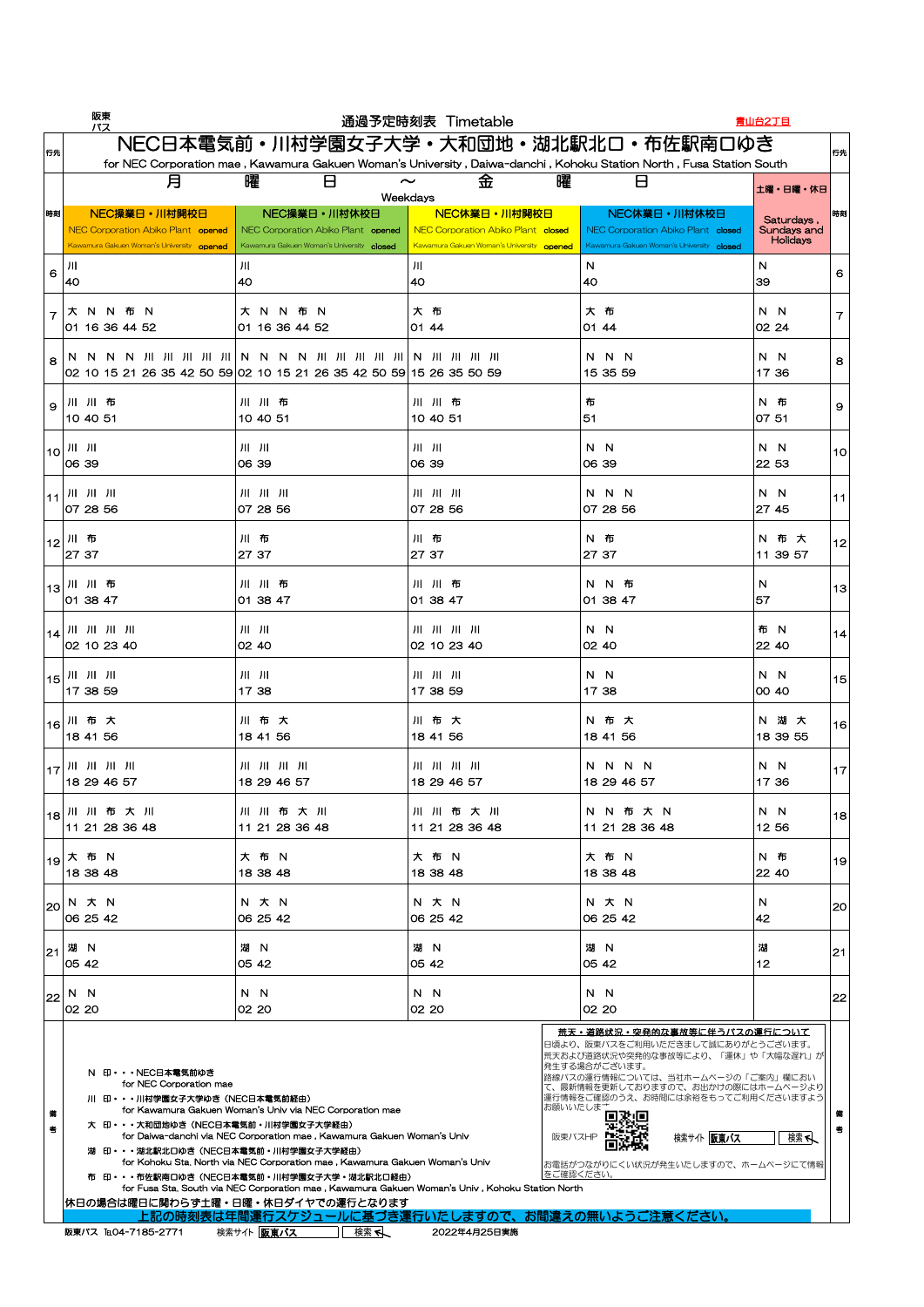阪東バス

# 通過予定時刻表 Timetable

青山台2丁目

## NEC日本電気前・川村学園女子大学・大和団地・湖北駅北口・布佐駅南口ゆき

for NEC Corporation mae , Kawamura Gakuen Woman's University , Daiwa-danchi , Kohoku Station North , Fusa Station South

| 時刻 | 月曜日～金曜日 Weekdays NEC操業日・川村開校日 NEC Corporation Abiko Plant opened / Kawamura Gakuen Woman's University opened | NEC操業日・川村休校日 NEC Corporation Abiko Plant opened / Kawamura Gakuen Woman's University closed | NEC休業日・川村開校日 NEC Corporation Abiko Plant closed / Kawamura Gakuen Woman's University opened | NEC休業日・川村休校日 NEC Corporation Abiko Plant closed / Kawamura Gakuen Woman's University closed | 土曜・日曜・休日 Saturdays , Sundays and Holidays | 時刻 |
|---|---|---|---|---|---|---|
| 6 | 川40 | 川40 | 川40 | N40 | N39 | 6 |
| 7 | 大01 N16 N36 布44 N52 | 大01 N16 N36 布44 N52 | 大01 布44 | 大01 布44 | N02 N24 | 7 |
| 8 | N02 N10 N15 N21 川26 川35 川42 川50 川59 | N02 N10 N15 N21 川26 川35 川42 川50 川59 | N15 川26 川35 川50 川59 | N15 N35 N59 | N17 N36 | 8 |
| 9 | 川10 川40 布51 | 川10 川40 布51 | 川10 川40 布51 | 布51 | N07 布51 | 9 |
| 10 | 川06 川39 | 川06 川39 | 川06 川39 | N06 N39 | N22 N53 | 10 |
| 11 | 川07 川28 川56 | 川07 川28 川56 | 川07 川28 川56 | N07 N28 N56 | N27 N45 | 11 |
| 12 | 川27 布37 | 川27 布37 | 川27 布37 | N27 布37 | N11 布39 大57 | 12 |
| 13 | 川01 川38 布47 | 川01 川38 布47 | 川01 川38 布47 | N01 N38 布47 | N57 | 13 |
| 14 | 川02 川10 川23 川40 | 川02 川40 | 川02 川10 川23 川40 | N02 N40 | 布22 N40 | 14 |
| 15 | 川17 川38 川59 | 川17 川38 | 川17 川38 川59 | N17 N38 | N00 N40 | 15 |
| 16 | 川18 布41 大56 | 川18 布41 大56 | 川18 布41 大56 | N18 布41 大56 | N18 湖39 大55 | 16 |
| 17 | 川18 川29 川46 川57 | 川18 川29 川46 川57 | 川18 川29 川46 川57 | N18 N29 N46 N57 | N17 N36 | 17 |
| 18 | 川11 川21 布28 大36 川48 | 川11 川21 布28 大36 川48 | 川11 川21 布28 大36 川48 | N11 N21 布28 大36 N48 | N12 N56 | 18 |
| 19 | 大18 布38 N48 | 大18 布38 N48 | 大18 布38 N48 | 大18 布38 N48 | N22 布40 | 19 |
| 20 | N06 大25 N42 | N06 大25 N42 | N06 大25 N42 | N06 大25 N42 | N42 | 20 |
| 21 | 湖05 N42 | 湖05 N42 | 湖05 N42 | 湖05 N42 | 湖12 | 21 |
| 22 | N02 N20 | N02 N20 | N02 N20 | N02 N20 | | 22 |

**備考**

- N 印・・・NEC日本電気前ゆき for NEC Corporation mae
- 川 印・・・川村学園女子大学ゆき（NEC日本電気前経由） for Kawamura Gakuen Woman's Univ via NEC Corporation mae
- 大 印・・・大和団地ゆき（NEC日本電気前・川村学園女子大学経由） for Daiwa-danchi via NEC Corporation mae , Kawamura Gakuen Woman's Univ
- 湖 印・・・湖北駅北口ゆき（NEC日本電気前・川村学園女子大学経由） for Kohoku Sta. North via NEC Corporation mae , Kawamura Gakuen Woman's Univ
- 布 印・・・布佐駅南口ゆき（NEC日本電気前・川村学園女子大学・湖北駅北口経由） for Fusa Sta. South via NEC Corporation mae , Kawamura Gakuen Woman's Univ , Kohoku Station North

**荒天・道路状況・突発的な事故等に伴うバスの運行について**

日頃より、阪東バスをご利用いただきまして誠にありがとうございます。
荒天および道路状況や突発的な事故等により、「運休」や「大幅な遅れ」が発生する場合がございます。
路線バスの運行情報については、当社ホームページの「ご案内」欄におい て、最新情報を更新しておりますので、お出かけの際にはホームページより運行情報をご確認のうえ、お時間には余裕をもってご利用くださいますようお願いいたします。

阪東バスHP　検索サイト 阪東バス 検索

お電話がつながりにくい状況が発生いたしますので、ホームページにて情報をご確認ください。

休日の場合は曜日に関わらず土曜・日曜・休日ダイヤでの運行となります

上記の時刻表は年間運行スケジュールに基づき運行いたしますので、お間違えの無いようご注意ください。

阪東バス Tel.04-7185-2771　検索サイト 阪東バス 検索　2022年4月25日実施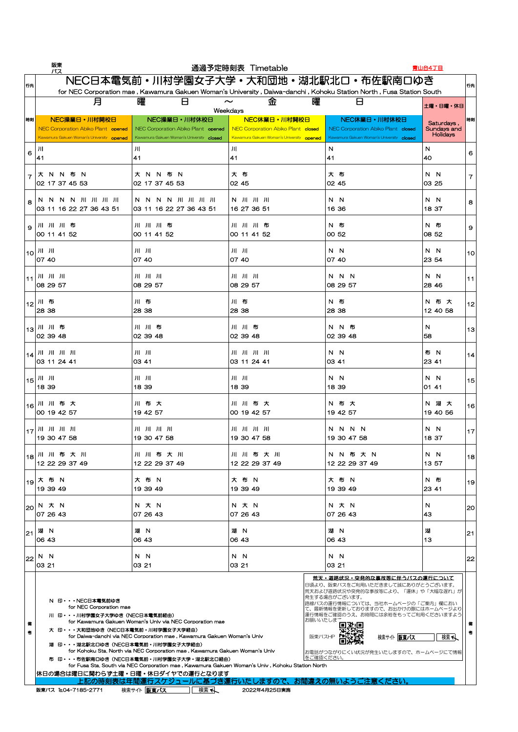阪東バス

通過予定時刻表 Timetable

青山台4丁目

# NEC日本電気前・川村学園女子大学・大和団地・湖北駅北口・布佐駅南口ゆき

for NEC Corporation mae , Kawamura Gakuen Woman's University , Daiwa-danchi , Kohoku Station North , Fusa Station South

| 時刻 | 月曜日 ～ 金曜日 Weekdays NEC操業日・川村開校日 NEC Corporation Abiko Plant opened / Kawamura Gakuen Woman's University opened | NEC操業日・川村休校日 NEC Corporation Abiko Plant opened / Kawamura Gakuen Woman's University closed | NEC休業日・川村開校日 NEC Corporation Abiko Plant closed / Kawamura Gakuen Woman's University opened | NEC休業日・川村休校日 NEC Corporation Abiko Plant closed / Kawamura Gakuen Woman's University closed | 土曜・日曜・休日 Saturdays , Sundays and Holidays | 時刻 |
|---|---|---|---|---|---|---|
| 6 | 川41 | 川41 | 川41 | N41 | N40 | 6 |
| 7 | 大02 N17 N37 布45 N53 | 大02 N17 N37 布45 N53 | 大02 布45 | 大02 布45 | N03 N25 | 7 |
| 8 | N03 N11 N16 N22 川27 川36 川43 川51 | N03 N11 N16 N22 川27 川36 川43 川51 | N16 川27 川36 川51 | N16 N36 | N18 N37 | 8 |
| 9 | 川00 川11 川41 布52 | 川00 川11 川41 布52 | 川00 川11 川41 布52 | N00 布52 | N08 布52 | 9 |
| 10 | 川07 川40 | 川07 川40 | 川07 川40 | N07 N40 | N23 N54 | 10 |
| 11 | 川08 川29 川57 | 川08 川29 川57 | 川08 川29 川57 | N08 N29 N57 | N28 N46 | 11 |
| 12 | 川28 布38 | 川28 布38 | 川28 布38 | N28 布38 | N12 布40 大58 | 12 |
| 13 | 川02 川39 布48 | 川02 川39 布48 | 川02 川39 布48 | N02 N39 布48 | N58 | 13 |
| 14 | 川03 川11 川24 川41 | 川03 川41 | 川03 川11 川24 川41 | N03 N41 | 布23 N41 | 14 |
| 15 | 川18 川39 | 川18 川39 | 川18 川39 | N18 N39 | N01 N41 | 15 |
| 16 | 川00 川19 布42 大57 | 川19 布42 大57 | 川00 川19 布42 大57 | N19 布42 大57 | N19 湖40 大56 | 16 |
| 17 | 川19 川30 川47 川58 | 川19 川30 川47 川58 | 川19 川30 川47 川58 | N19 N30 N47 N58 | N18 N37 | 17 |
| 18 | 川12 川22 布29 大37 川49 | 川12 川22 布29 大37 川49 | 川12 川22 布29 大37 川49 | N12 N22 布29 大37 N49 | N13 N57 | 18 |
| 19 | 大19 布39 N49 | 大19 布39 N49 | 大19 布39 N49 | 大19 布39 N49 | N23 布41 | 19 |
| 20 | N07 大26 N43 | N07 大26 N43 | N07 大26 N43 | N07 大26 N43 | N43 | 20 |
| 21 | 湖06 N43 | 湖06 N43 | 湖06 N43 | 湖06 N43 | 湖13 | 21 |
| 22 | N03 N21 | N03 N21 | N03 N21 | N03 N21 | | 22 |

備考

- N 印・・・NEC日本電気前ゆき
  for NEC Corporation mae
- 川 印・・・川村学園女子大学ゆき（NEC日本電気前経由）
  for Kawamura Gakuen Woman's Univ via NEC Corporation mae
- 大 印・・・大和団地ゆき（NEC日本電気前・川村学園女子大学経由）
  for Daiwa-danchi via NEC Corporation mae , Kawamura Gakuen Woman's Univ
- 湖 印・・・湖北駅北口ゆき（NEC日本電気前・川村学園女子大学経由）
  for Kohoku Sta. North via NEC Corporation mae , Kawamura Gakuen Woman's Univ
- 布 印・・・布佐駅南口ゆき（NEC日本電気前・川村学園女子大学・湖北駅北口経由）
  for Fusa Sta. South via NEC Corporation mae , Kawamura Gakuen Woman's Univ , Kohoku Station North

**荒天・道路状況・突発的な事故等に伴うバスの運行について**

日頃より、阪東バスをご利用いただきまして誠にありがとうございます。
荒天および道路状況や突発的な事故等により、「運休」や「大幅な遅れ」が発生する場合がございます。
路線バスの運行情報については、当社ホームページの「ご案内」欄において、最新情報を更新しておりますので、お出かけの際にはホームページより運行情報をご確認のうえ、お時間には余裕をもってご利用くださいますようお願いいたします。

阪東バスHP　検索サイト 阪東バス 検索

お電話がつながりにくい状況が発生いたしますので、ホームページにて情報をご確認ください。

休日の場合は曜日に関わらず土曜・日曜・休日ダイヤでの運行となります

**上記の時刻表は年間運行スケジュールに基づき運行いたしますので、お間違えの無いようご注意ください。**

阪東バス TEL04-7185-2771　検索サイト 阪東バス 検索　2022年4月25日実施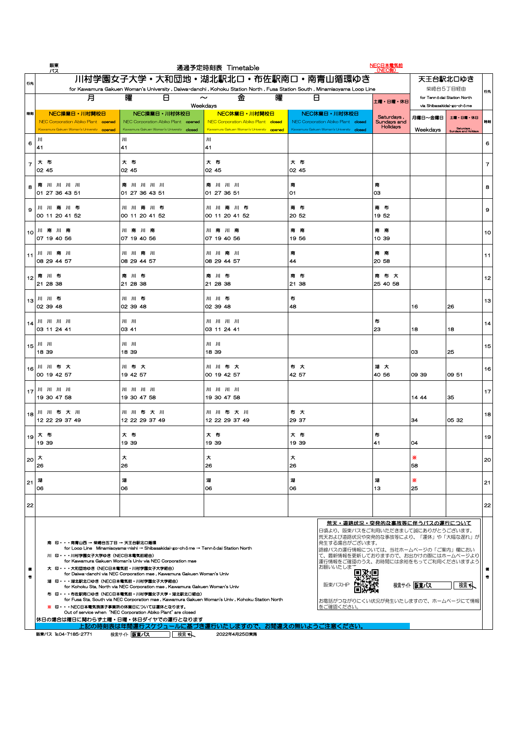阪東バス

# 通過予定時刻表 Timetable

NEC日本電気前（NEC側）

| 行先 | 川村学園女子大学・大和団地・湖北駅北口・布佐駅南口・南青山循環ゆき for Kawamura Gakuen Woman's University , Daiwa-danchi , Kohoku Station North , Fusa Station South , Minamiaoyama Loop Line | | | | | 天王台駅北口ゆき 柴崎台5丁目経由 for Tennōdai Station North via Shibasakidai-go-chōme | | 行先 |
|---|---|---|---|---|---|---|---|---|
| | 月曜日 ～ 金曜日 Weekdays | | | | 土曜・日曜・休日 | | | |
| 時刻 | NEC操業日・川村開校日 NEC Corporation Abiko Plant opened / Kawamura Gakuen Woman's University opened | NEC操業日・川村休校日 NEC Corporation Abiko Plant opened / Kawamura Gakuen Woman's University closed | NEC休業日・川村開校日 NEC Corporation Abiko Plant closed / Kawamura Gakuen Woman's University opened | NEC休業日・川村休校日 NEC Corporation Abiko Plant closed / Kawamura Gakuen Woman's University closed | Saturdays , Sundays and Holidays | 月曜日～金曜日 Weekdays | 土曜・日曜・休日 Saturdays , Sundays and Holidays | 時刻 |
| 6 | 川 41 | 川 41 | 川 41 | | | | | 6 |
| 7 | 大 布 02 45 | 大 布 02 45 | 大 布 02 45 | 大 布 02 45 | | | | 7 |
| 8 | 南 川 川 川 川 01 27 36 43 51 | 南 川 川 川 川 01 27 36 43 51 | 南 川 川 川 01 27 36 51 | 南 01 | 南 03 | | | 8 |
| 9 | 川 川 南 川 布 00 11 20 41 52 | 川 川 南 川 布 00 11 20 41 52 | 川 川 南 川 布 00 11 20 41 52 | 南 布 20 52 | 南 布 19 52 | | | 9 |
| 10 | 川 南 川 南 07 19 40 56 | 川 南 川 南 07 19 40 56 | 川 南 川 南 07 19 40 56 | 南 南 19 56 | 南 南 10 39 | | | 10 |
| 11 | 川 川 南 川 08 29 44 57 | 川 川 南 川 08 29 44 57 | 川 川 南 川 08 29 44 57 | 南 44 | 南 南 20 58 | | | 11 |
| 12 | 南 川 布 21 28 38 | 南 川 布 21 28 38 | 南 川 布 21 28 38 | 南 布 21 38 | 南 布 大 25 40 58 | | | 12 |
| 13 | 川 川 布 02 39 48 | 川 川 布 02 39 48 | 川 川 布 02 39 48 | 布 48 | | 16 | 26 | 13 |
| 14 | 川 川 川 川 03 11 24 41 | 川 川 03 41 | 川 川 川 川 03 11 24 41 | | 布 23 | 18 | 18 | 14 |
| 15 | 川 川 18 39 | 川 川 18 39 | 川 川 18 39 | | | 03 | 25 | 15 |
| 16 | 川 川 布 大 00 19 42 57 | 川 布 大 19 42 57 | 川 川 布 大 00 19 42 57 | 布 大 42 57 | 湖 大 40 56 | 09 39 | 09 51 | 16 |
| 17 | 川 川 川 川 19 30 47 58 | 川 川 川 川 19 30 47 58 | 川 川 川 川 19 30 47 58 | | | 14 44 | 35 | 17 |
| 18 | 川 川 布 大 川 12 22 29 37 49 | 川 川 布 大 川 12 22 29 37 49 | 川 川 布 大 川 12 22 29 37 49 | 布 大 29 37 | | 34 | 05 32 | 18 |
| 19 | 大 布 19 39 | 大 布 19 39 | 大 布 19 39 | 大 布 19 39 | 布 41 | 04 | | 19 |
| 20 | 大 26 | 大 26 | 大 26 | 大 26 | | ※ 58 | | 20 |
| 21 | 湖 06 | 湖 06 | 湖 06 | 湖 06 | 湖 13 | ※ 25 | | 21 |
| 22 | | | | | | | | 22 |

**備考**

南 印・・・南青山西 → 柴崎台五丁目 → 天王台駅北口循環
for Loop Line Minamiaoyama-nishi → Shibasakidai-go-chōme → Tennōdai Station North

川 印・・・川村学園女子大学ゆき（NEC日本電気前経由）
for Kawamura Gakuen Woman's Univ via NEC Corporation mae

大 印・・・大和団地ゆき（NEC日本電気前・川村学園女子大学経由）
for Daiwa-danchi via NEC Corporation mae , Kawamura Gakuen Woman's Univ

湖 印・・・湖北駅北口ゆき（NEC日本電気前・川村学園女子大学経由）
for Kohoku Sta. North via NEC Corporation mae , Kawamura Gakuen Woman's Univ

布 印・・・布佐駅南口ゆき（NEC日本電気前・川村学園女子大学・湖北駅北口経由）
for Fusa Sta. South via NEC Corporation mae , Kawamura Gakuen Woman's Univ , Kohoku Station North

※ 印・・・NEC日本電気我孫子事業所の休業日については運休となります。
Out of service when "NEC Corporation Abiko Plant" are closed

休日の場合は曜日に関わらず土曜・日曜・休日ダイヤでの運行となります

上記の時刻表は年間運行スケジュールに基づき運行いたしますので、お間違えの無いようご注意ください。

**荒天・道路状況・突発的な事故等に伴うバスの運行について**

日頃より、阪東バスをご利用いただきまして誠にありがとうございます。
荒天および道路状況や突発的な事故等により、「運休」や「大幅な遅れ」が発生する場合がございます。
路線バスの運行情報については、当社ホームページの「ご案内」欄において、最新情報を更新しておりますので、お出かけの際にはホームページより運行情報をご確認のうえ、お時間には余裕をもってご利用くださいますようお願いいたします。

阪東バスHP　検索サイト 阪東バス 検索

お電話がつながりにくい状況が発生いたしますので、ホームページにて情報をご確認ください。

阪東バス ℡04-7185-2771　検索サイト 阪東バス 検索　2022年4月25日実施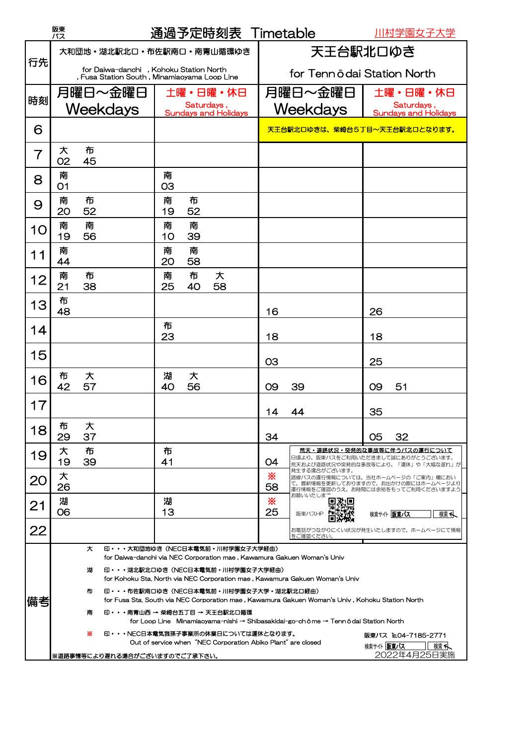阪東バス

# 通過予定時刻表　Timetable

川村学園女子大学

| 行先 | 大和団地・湖北駅北口・布佐駅南口・南青山循環ゆき for Daiwa-danchi , Kohoku Station North , Fusa Station South , Minamiaoyama Loop Line | | 天王台駅北口ゆき for Tennōdai Station North | |
|---|---|---|---|---|
| 時刻 | 月曜日～金曜日 Weekdays | 土曜・日曜・休日 Saturdays , Sundays and Holidays | 月曜日～金曜日 Weekdays | 土曜・日曜・休日 Saturdays , Sundays and Holidays |
| 6 | | | 天王台駅北口ゆきは、柴崎台5丁目～天王台駅北口となります。 | |
| 7 | 大02　布45 | | | |
| 8 | 南01 | 南03 | | |
| 9 | 南20　布52 | 南19　布52 | | |
| 10 | 南19　南56 | 南10　南39 | | |
| 11 | 南44 | 南20　南58 | | |
| 12 | 南21　布38 | 南25　布40　大58 | | |
| 13 | 布48 | | 16 | 26 |
| 14 | | 布23 | 18 | 18 |
| 15 | | | 03 | 25 |
| 16 | 布42　大57 | 湖40　大56 | 09　39 | 09　51 |
| 17 | | | 14　44 | 35 |
| 18 | 布29　大37 | | 34 | 05　32 |
| 19 | 大19　布39 | 布41 | 04 | |
| 20 | 大26 | | ※58 | |
| 21 | 湖06 | 湖13 | ※25 | |
| 22 | | | | |

**荒天・道路状況・突発的な事故等に伴うバスの運行について**

日頃より、阪東バスをご利用いただきまして誠にありがとうございます。荒天および道路状況や突発的な事故等により、「運休」や「大幅な遅れ」が発生する場合がございます。
路線バスの運行情報については、当社ホームページの「ご案内」欄において、最新情報を更新しておりますので、お出かけの際にはホームページより運行情報をご確認のうえ、お時間には余裕をもってご利用くださいますようお願いいたします。

阪東バスHP　検索サイト 阪東バス 検索

お電話がつながりにくい状況が発生いたしますので、ホームページにて情報をご確認ください。

**備考**

大　印・・・大和団地ゆき（NEC日本電気前・川村学園女子大学経由）
for Daiwa-danchi via NEC Corporation mae , Kawamura Gakuen Woman's Univ

湖　印・・・湖北駅北口ゆき（NEC日本電気前・川村学園女子大学経由）
for Kohoku Sta. North via NEC Corporation mae , Kawamura Gakuen Woman's Univ

布　印・・・布佐駅南口ゆき（NEC日本電気前・川村学園女子大学・湖北駅北口経由）
for Fusa Sta. South via NEC Corporation mae , Kawamura Gakuen Woman's Univ , Kohoku Station North

南　印・・・南青山西 → 柴崎台五丁目 → 天王台駅北口循環
for Loop Line　Minamiaoyama-nishi → Shibasakidai-go-chōme → Tennōdai Station North

※　印・・・NEC日本電気我孫子事業所の休業日については運休となります。
Out of service when "NEC Corporation Abiko Plant" are closed

阪東バス TEL04-7185-2771
検索サイト 阪東バス 検索
2022年4月25日実施

※道路事情等により遅れる場合がございますのでご了承下さい。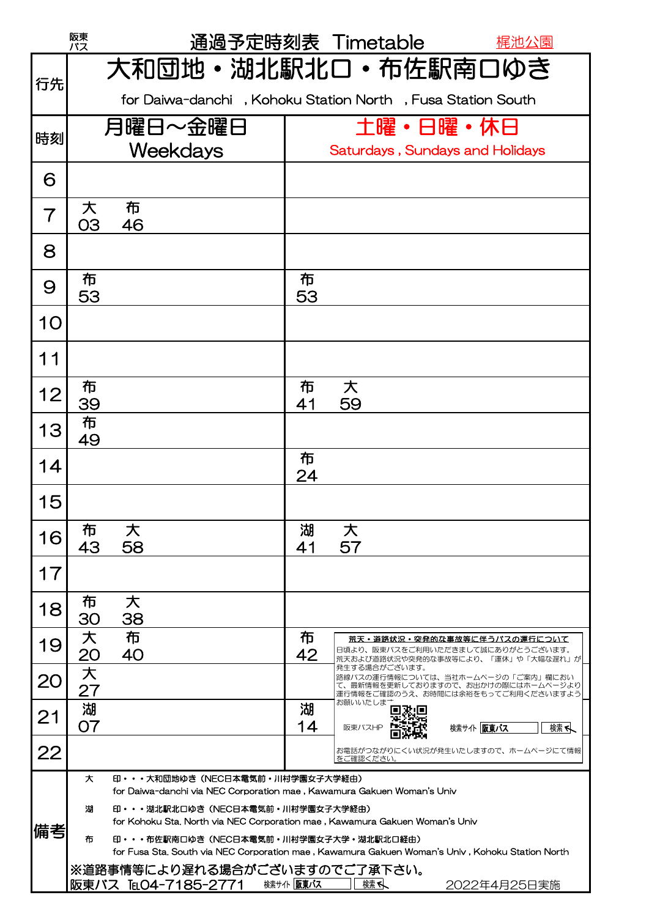阪東バス

# 通過予定時刻表 Timetable

梶池公園

| 行先 | 大和団地・湖北駅北口・布佐駅南口ゆき for Daiwa-danchi , Kohoku Station North , Fusa Station South | |
|---|---|---|
| 時刻 | 月曜日～金曜日 Weekdays | 土曜・日曜・休日 Saturdays , Sundays and Holidays |
| 6 | | |
| 7 | 大03 布46 | |
| 8 | | |
| 9 | 布53 | 布53 |
| 10 | | |
| 11 | | |
| 12 | 布39 | 布41 大59 |
| 13 | 布49 | |
| 14 | | 布24 |
| 15 | | |
| 16 | 布43 大58 | 湖41 大57 |
| 17 | | |
| 18 | 布30 大38 | |
| 19 | 大20 布40 | 布42 |
| 20 | 大27 | |
| 21 | 湖07 | 湖14 |
| 22 | | |

**荒天・道路状況・突発的な事故等に伴うバスの運行について**

日頃より、阪東バスをご利用いただきまして誠にありがとうございます。
荒天および道路状況や突発的な事故等により、「運休」や「大幅な遅れ」が発生する場合がございます。
路線バスの運行情報については、当社ホームページの「ご案内」欄において、最新情報を更新しておりますので、お出かけの際にはホームページより運行情報をご確認のうえ、お時間には余裕をもってご利用くださいますようお願いいたします。

阪東バスHP　検索サイト 阪東バス 検索

お電話がつながりにくい状況が発生いたしますので、ホームページにて情報をご確認ください。

**備考**

大　印・・・大和団地ゆき（NEC日本電気前・川村学園女子大学経由）
for Daiwa-danchi via NEC Corporation mae , Kawamura Gakuen Woman's Univ

湖　印・・・湖北駅北口ゆき（NEC日本電気前・川村学園女子大学経由）
for Kohoku Sta. North via NEC Corporation mae , Kawamura Gakuen Woman's Univ

布　印・・・布佐駅南口ゆき（NEC日本電気前・川村学園女子大学・湖北駅北口経由）
for Fusa Sta. South via NEC Corporation mae , Kawamura Gakuen Woman's Univ , Kohoku Station North

※道路事情等により遅れる場合がございますのでご了承下さい。

阪東バス TEL04-7185-2771　検索サイト 阪東バス 検索　2022年4月25日実施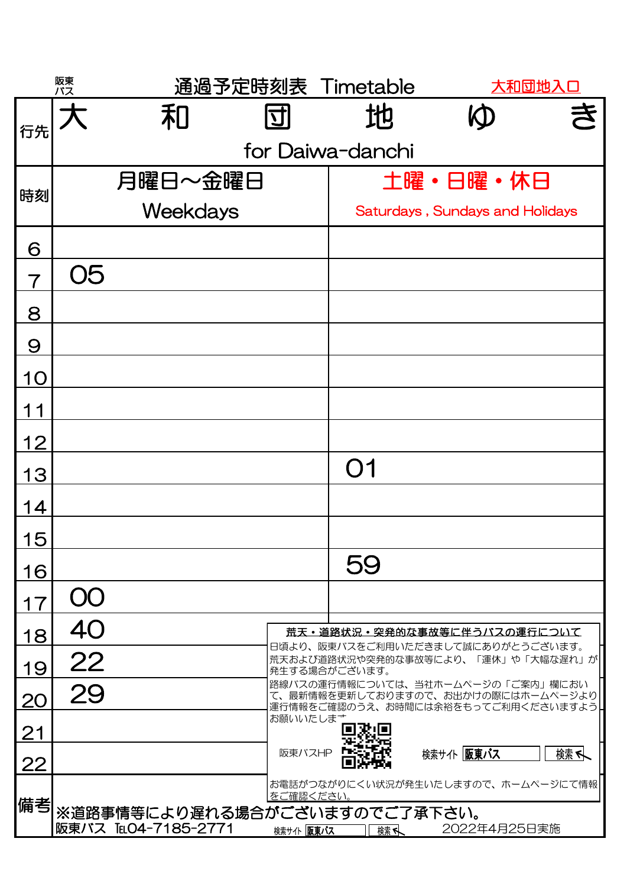阪東バス

# 通過予定時刻表 Timetable

大和団地入口

| 行先 | 大和団地ゆき for Daiwa-danchi | |
|---|---|---|
| 時刻 | 月曜日～金曜日 Weekdays | 土曜・日曜・休日 Saturdays , Sundays and Holidays |
| 6 | | |
| 7 | 05 | |
| 8 | | |
| 9 | | |
| 10 | | |
| 11 | | |
| 12 | | |
| 13 | | 01 |
| 14 | | |
| 15 | | |
| 16 | | 59 |
| 17 | 00 | |
| 18 | 40 | |
| 19 | 22 | |
| 20 | 29 | |
| 21 | | |
| 22 | | |

**荒天・道路状況・突発的な事故等に伴うバスの運行について**

日頃より、阪東バスをご利用いただきまして誠にありがとうございます。
荒天および道路状況や突発的な事故等により、「運休」や「大幅な遅れ」が発生する場合がございます。
路線バスの運行情報については、当社ホームページの「ご案内」欄において、最新情報を更新しておりますので、お出かけの際にはホームページより運行情報をご確認のうえ、お時間には余裕をもってご利用くださいますようお願いいたします。

阪東バスHP　検索サイト 阪東バス 検索

お電話がつながりにくい状況が発生いたしますので、ホームページにて情報をご確認ください。

備考
※道路事情等により遅れる場合がございますのでご了承下さい。
阪東バス TEL04-7185-2771　検索サイト 阪東バス 検索　2022年4月25日実施